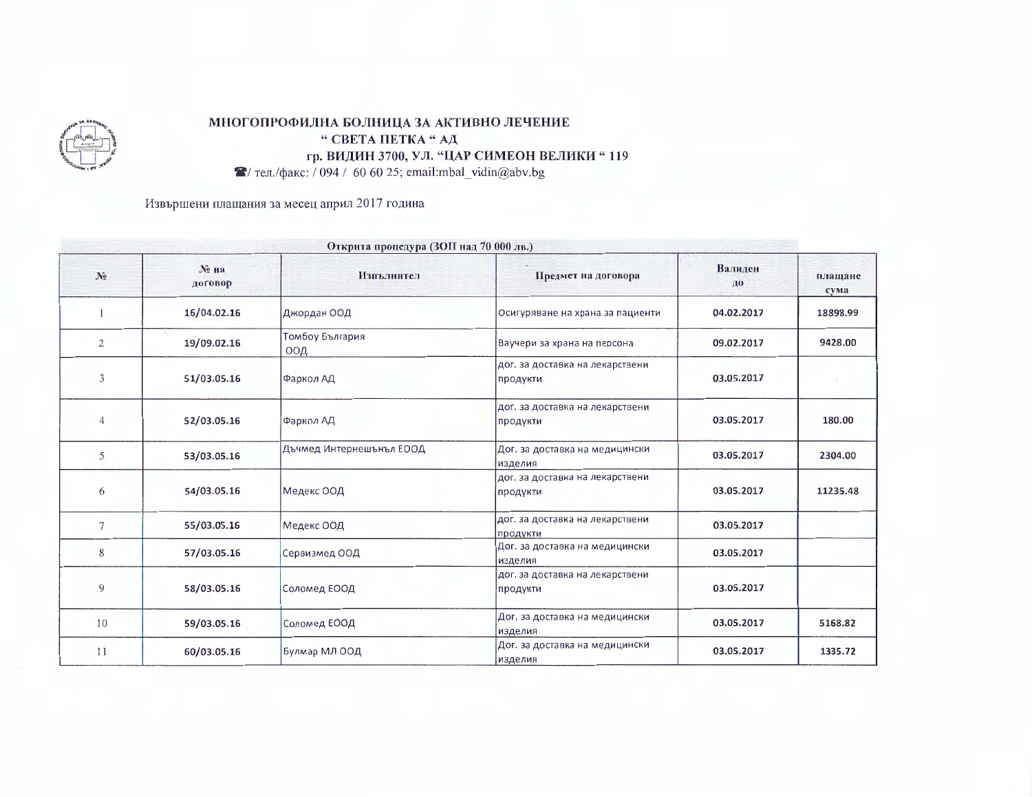**МНОГОПРОФИЛНА БОЛНИЦА ЗА АКТИВНО ЛЕЧЕНИЕ**
**" СВЕТА ПЕТКА " АД**
**гр. ВИДИН 3700, УЛ. "ЦАР СИМЕОН ВЕЛИКИ " 119**
/ тел./факс: / 094 / 60 60 25; email:mbal_vidin@abv.bg

Извършени плащания за месец април 2017 година

| Открита процедура (ЗОП над 70 000 лв.) | | | | | |
|---|---|---|---|---|---|
| **№** | **№ на договор** | **Изпълнител** | **Предмет на договора** | **Валиден до** | **плащане сума** |
| 1 | **16/04.02.16** | Джордан ООД | Осигуряване на храна за пациенти | **04.02.2017** | **18898.99** |
| 2 | **19/09.02.16** | Томбоу България ООД | Ваучери за храна на персона | **09.02.2017** | **9428.00** |
| 3 | **51/03.05.16** | Фаркол АД | дог. за доставка на лекарствени продукти | **03.05.2017** | |
| 4 | **52/03.05.16** | Фаркол АД | дог. за доставка на лекарствени продукти | **03.05.2017** | **180.00** |
| 5 | **53/03.05.16** | Дъчмед Интернешънъл ЕООД | Дог. за доставка на медицински изделия | **03.05.2017** | **2304.00** |
| 6 | **54/03.05.16** | Медекс ООД | дог. за доставка на лекарствени продукти | **03.05.2017** | **11235.48** |
| 7 | **55/03.05.16** | Медекс ООД | дог. за доставка на лекарствени продукти | **03.05.2017** | |
| 8 | **57/03.05.16** | Сервизмед ООД | Дог. за доставка на медицински изделия | **03.05.2017** | |
| 9 | **58/03.05.16** | Соломед ЕООД | дог. за доставка на лекарствени продукти | **03.05.2017** | |
| 10 | **59/03.05.16** | Соломед ЕООД | Дог. за доставка на медицински изделия | **03.05.2017** | **5168.82** |
| 11 | **60/03.05.16** | Булмар МЛ ООД | Дог. за доставка на медицински изделия | **03.05.2017** | **1335.72** |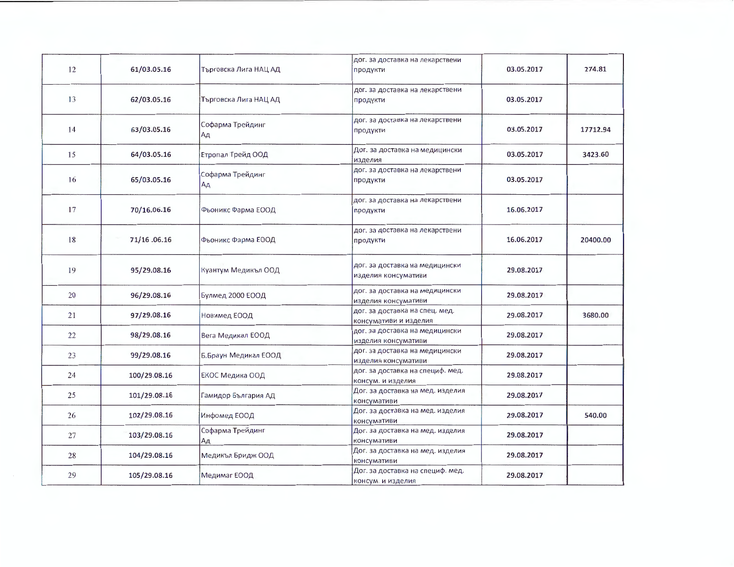| 12 | 61/03.05.16 | Търговска Лига НАЦ АД | дог. за доставка на лекарствени продукти | 03.05.2017 | 274.81 |
|---|---|---|---|---|---|
| 13 | 62/03.05.16 | Търговска Лига НАЦ АД | дог. за доставка на лекарствени продукти | 03.05.2017 | |
| 14 | 63/03.05.16 | Софарма Трейдинг Ад | дог. за доставка на лекарствени продукти | 03.05.2017 | 17712.94 |
| 15 | 64/03.05.16 | Етропал Трейд ООД | Дог. за доставка на медицински изделия | 03.05.2017 | 3423.60 |
| 16 | 65/03.05.16 | Софарма Трейдинг Ад | дог. за доставка на лекарствени продукти | 03.05.2017 | |
| 17 | 70/16.06.16 | Фьоникс Фарма ЕООД | дог. за доставка на лекарствени продукти | 16.06.2017 | |
| 18 | 71/16 .06.16 | Фьоникс Фарма ЕООД | дог. за доставка на лекарствени продукти | 16.06.2017 | 20400.00 |
| 19 | 95/29.08.16 | Куантум Медикъл ООД | дог. за доставка на медицински изделия консумативи | 29.08.2017 | |
| 20 | 96/29.08.16 | Булмед 2000 ЕООД | дог. за доставка на медицински изделия консумативи | 29.08.2017 | |
| 21 | 97/29.08.16 | Новимед ЕООД | дог. за доставка на спец. мед. консумативи и изделия | 29.08.2017 | 3680.00 |
| 22 | 98/29.08.16 | Вега Медикал ЕООД | дог. за доставка на медицински изделия консумативи | 29.08.2017 | |
| 23 | 99/29.08.16 | Б.Браун Медикал ЕООД | дог. за доставка на медицински изделия консумативи | 29.08.2017 | |
| 24 | 100/29.08.16 | ЕКОС Медика ООД | дог. за доставка на специф. мед. консум. и изделия | 29.08.2017 | |
| 25 | 101/29.08.16 | Гамидор България АД | Дог. за доставка на мед. изделия консумативи | 29.08.2017 | |
| 26 | 102/29.08.16 | Инфомед ЕООД | Дог. за доставка на мед. изделия консумативи | 29.08.2017 | 540.00 |
| 27 | 103/29.08.16 | Софарма Трейдинг Ад | Дог. за доставка на мед. изделия консумативи | 29.08.2017 | |
| 28 | 104/29.08.16 | Медикъл Бридж ООД | Дог. за доставка на мед. изделия консумативи | 29.08.2017 | |
| 29 | 105/29.08.16 | Медимаг ЕООД | Дог. за доставка на специф. мед. консум. и изделия | 29.08.2017 | |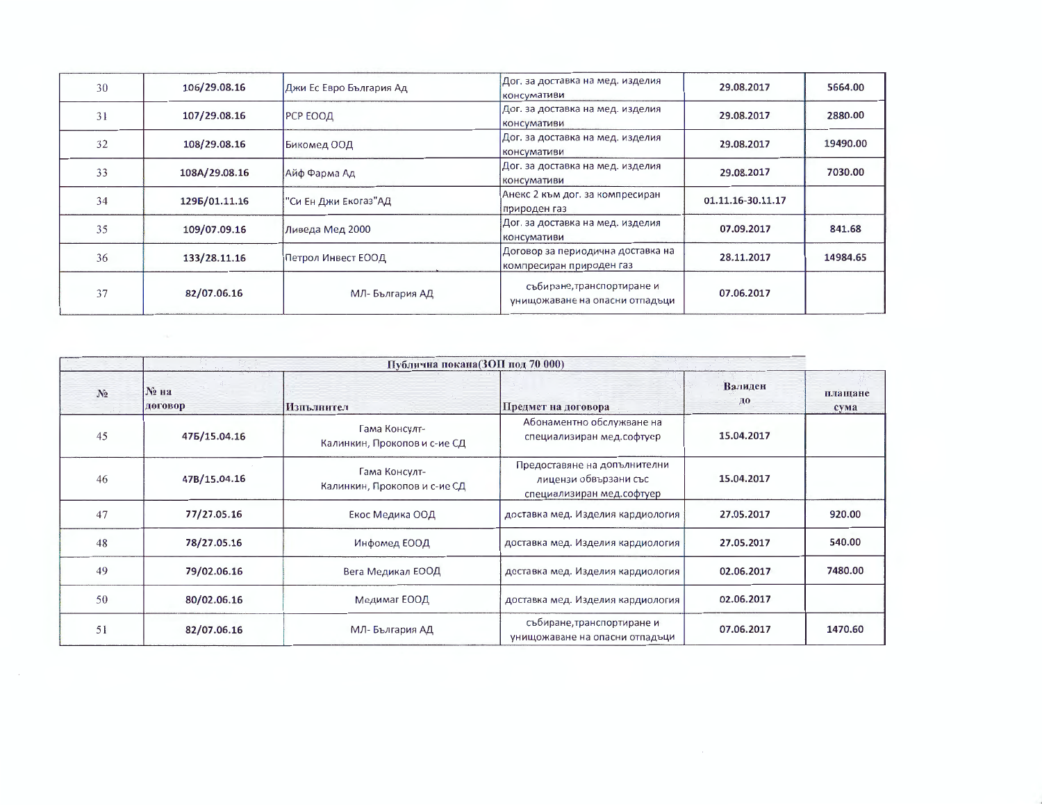| | | | | | |
|---|---|---|---|---|---|
| 30 | 106/29.08.16 | Джи Ес Евро България Ад | Дог. за доставка на мед. изделия консумативи | 29.08.2017 | 5664.00 |
| 31 | 107/29.08.16 | РСР ЕООД | Дог. за доставка на мед. изделия консумативи | 29.08.2017 | 2880.00 |
| 32 | 108/29.08.16 | Бикомед ООД | Дог. за доставка на мед. изделия консумативи | 29.08.2017 | 19490.00 |
| 33 | 108А/29.08.16 | Айф Фарма Ад | Дог. за доставка на мед. изделия консумативи | 29.08.2017 | 7030.00 |
| 34 | 129Б/01.11.16 | "Си Ен Джи Екогаз"АД | Анекс 2 към дог. за компресиран природен газ | 01.11.16-30.11.17 | |
| 35 | 109/07.09.16 | Ливеда Мед 2000 | Дог. за доставка на мед. изделия консумативи | 07.09.2017 | 841.68 |
| 36 | 133/28.11.16 | Петрол Инвест ЕООД | Договор за периодична доставка на компресиран природен газ | 28.11.2017 | 14984.65 |
| 37 | 82/07.06.16 | МЛ- България АД | събиране,транспортиране и унищожаване на опасни отпадъци | 07.06.2017 | |

| | Публична покана(ЗОП под 70 000) | | | | |
|---|---|---|---|---|---|
| № | № на договор | Изпълнител | Предмет на договора | Валиден до | плащане сума |
| 45 | 47Б/15.04.16 | Гама Консулт-Калинкин, Прокопов и с-ие СД | Абонаментно обслужване на специализиран мед.софтуер | 15.04.2017 | |
| 46 | 47В/15.04.16 | Гама Консулт-Калинкин, Прокопов и с-ие СД | Предоставяне на допълнителни лицензи обвързани със специализиран мед.софтуер | 15.04.2017 | |
| 47 | 77/27.05.16 | Екос Медика ООД | доставка мед. Изделия кардиология | 27.05.2017 | 920.00 |
| 48 | 78/27.05.16 | Инфомед ЕООД | доставка мед. Изделия кардиология | 27.05.2017 | 540.00 |
| 49 | 79/02.06.16 | Вега Медикал ЕООД | доставка мед. Изделия кардиология | 02.06.2017 | 7480.00 |
| 50 | 80/02.06.16 | Медимаг ЕООД | доставка мед. Изделия кардиология | 02.06.2017 | |
| 51 | 82/07.06.16 | МЛ- България АД | събиране,транспортиране и унищожаване на опасни отпадъци | 07.06.2017 | 1470.60 |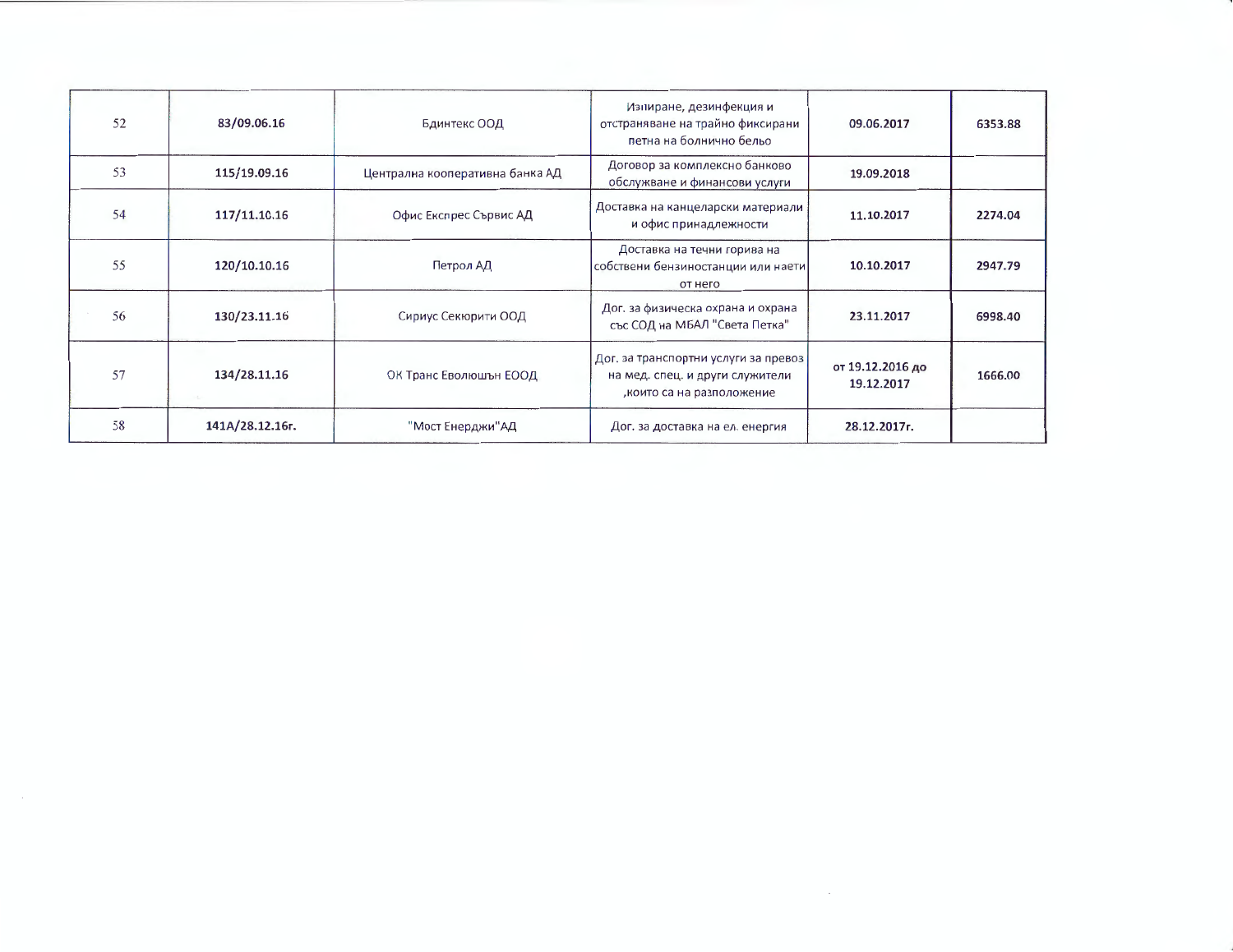| | | | | | |
|---|---|---|---|---|---|
| 52 | 83/09.06.16 | Бдинтекс ООД | Изпиране, дезинфекция и отстраняване на трайно фиксирани петна на болнично бельо | 09.06.2017 | 6353.88 |
| 53 | 115/19.09.16 | Централна кооперативна банка АД | Договор за комплексно банково обслужване и финансови услуги | 19.09.2018 | |
| 54 | 117/11.10.16 | Офис Експрес Сървис АД | Доставка на канцеларски материали и офис принадлежности | 11.10.2017 | 2274.04 |
| 55 | 120/10.10.16 | Петрол АД | Доставка на течни горива на собствени бензиностанции или наети от него | 10.10.2017 | 2947.79 |
| 56 | 130/23.11.16 | Сириус Секюрити ООД | Дог. за физическа охрана и охрана със СОД на МБАЛ "Света Петка" | 23.11.2017 | 6998.40 |
| 57 | 134/28.11.16 | ОК Транс Еволюшън ЕООД | Дог. за транспортни услуги за превоз на мед. спец. и други служители ,които са на разположение | от 19.12.2016 до 19.12.2017 | 1666.00 |
| 58 | 141А/28.12.16г. | "Мост Енерджи"АД | Дог. за доставка на ел. енергия | 28.12.2017г. | |